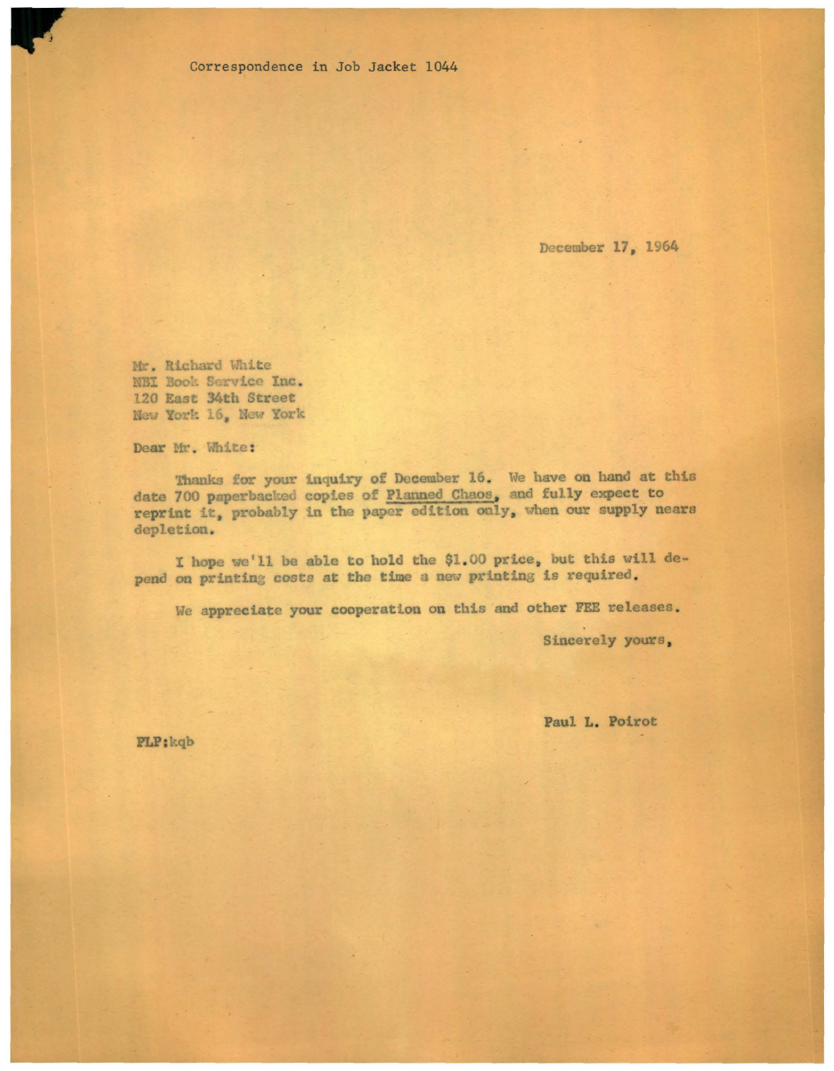Correspondence in Job Jacket 1044

December 17, 1964

Mr. Richard White
NBI Book Service Inc.
120 East 34th Street
New York 16, New York

Dear Mr. White:

Thanks for your inquiry of December 16. We have on hand at this date 700 paperbacked copies of Planned Chaos, and fully expect to reprint it, probably in the paper edition only, when our supply nears depletion.

I hope we'll be able to hold the $1.00 price, but this will depend on printing costs at the time a new printing is required.

We appreciate your cooperation on this and other FEE releases.

Sincerely yours,

Paul L. Poirot

PLP:kqb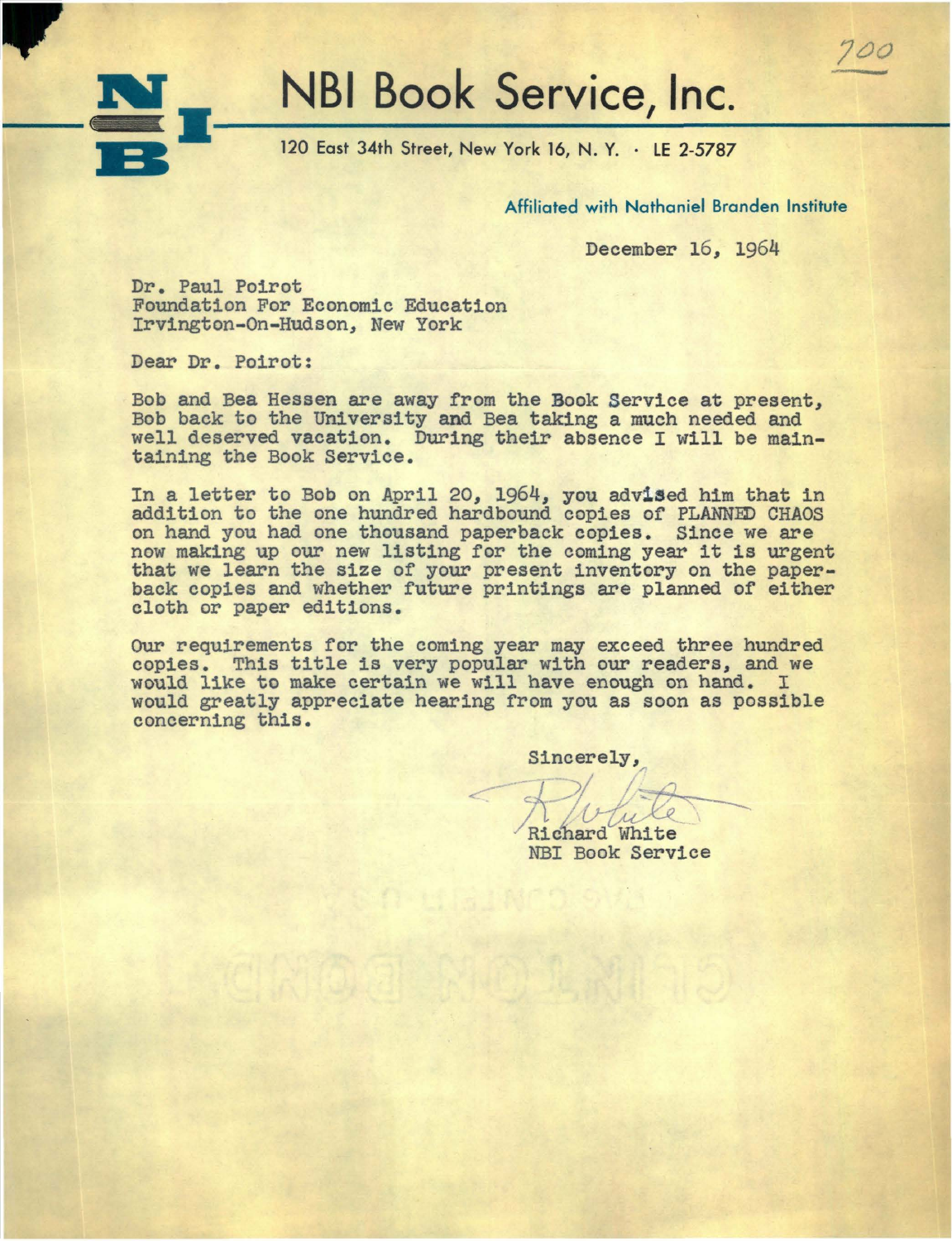700

# NBI Book Service, Inc.

120 East 34th Street, New York 16, N. Y. · LE 2-5787

Affiliated with Nathaniel Branden Institute

December 16, 1964

Dr. Paul Poirot
Foundation For Economic Education
Irvington-On-Hudson, New York

Dear Dr. Poirot:

Bob and Bea Hessen are away from the Book Service at present, Bob back to the University and Bea taking a much needed and well deserved vacation. During their absence I will be maintaining the Book Service.

In a letter to Bob on April 20, 1964, you advised him that in addition to the one hundred hardbound copies of PLANNED CHAOS on hand you had one thousand paperback copies. Since we are now making up our new listing for the coming year it is urgent that we learn the size of your present inventory on the paperback copies and whether future printings are planned of either cloth or paper editions.

Our requirements for the coming year may exceed three hundred copies. This title is very popular with our readers, and we would like to make certain we will have enough on hand. I would greatly appreciate hearing from you as soon as possible concerning this.

Sincerely,

R. White

Richard White
NBI Book Service